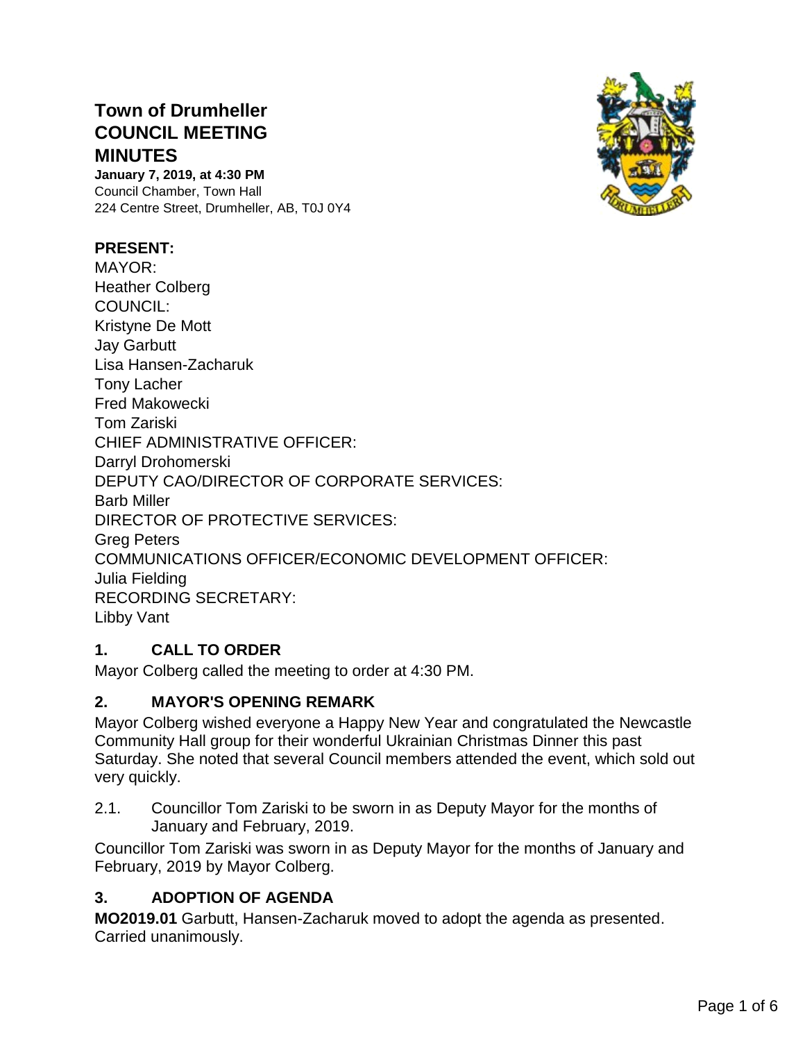# Town of Drumheller COUNCIL MEETING MINUTES

**January 7, 2019, at 4:30 PM**
Council Chamber, Town Hall
224 Centre Street, Drumheller, AB, T0J 0Y4

## PRESENT:

MAYOR:
Heather Colberg
COUNCIL:
Kristyne De Mott
Jay Garbutt
Lisa Hansen-Zacharuk
Tony Lacher
Fred Makowecki
Tom Zariski
CHIEF ADMINISTRATIVE OFFICER:
Darryl Drohomerski
DEPUTY CAO/DIRECTOR OF CORPORATE SERVICES:
Barb Miller
DIRECTOR OF PROTECTIVE SERVICES:
Greg Peters
COMMUNICATIONS OFFICER/ECONOMIC DEVELOPMENT OFFICER:
Julia Fielding
RECORDING SECRETARY:
Libby Vant

## 1. CALL TO ORDER

Mayor Colberg called the meeting to order at 4:30 PM.

## 2. MAYOR'S OPENING REMARK

Mayor Colberg wished everyone a Happy New Year and congratulated the Newcastle Community Hall group for their wonderful Ukrainian Christmas Dinner this past Saturday. She noted that several Council members attended the event, which sold out very quickly.

2.1. Councillor Tom Zariski to be sworn in as Deputy Mayor for the months of January and February, 2019.

Councillor Tom Zariski was sworn in as Deputy Mayor for the months of January and February, 2019 by Mayor Colberg.

## 3. ADOPTION OF AGENDA

**MO2019.01** Garbutt, Hansen-Zacharuk moved to adopt the agenda as presented. Carried unanimously.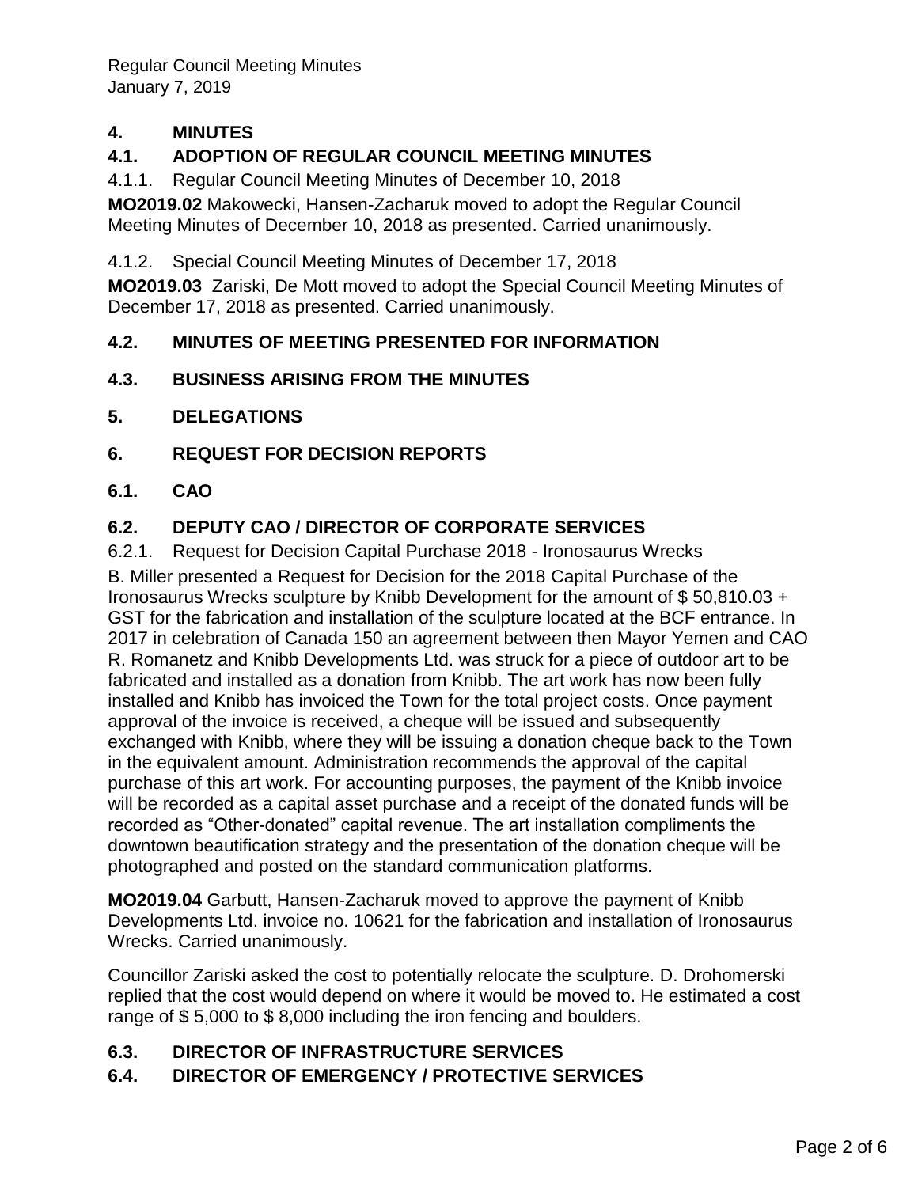## 4. MINUTES

### 4.1. ADOPTION OF REGULAR COUNCIL MEETING MINUTES

4.1.1. Regular Council Meeting Minutes of December 10, 2018

**MO2019.02** Makowecki, Hansen-Zacharuk moved to adopt the Regular Council Meeting Minutes of December 10, 2018 as presented. Carried unanimously.

4.1.2. Special Council Meeting Minutes of December 17, 2018

**MO2019.03** Zariski, De Mott moved to adopt the Special Council Meeting Minutes of December 17, 2018 as presented. Carried unanimously.

### 4.2. MINUTES OF MEETING PRESENTED FOR INFORMATION

### 4.3. BUSINESS ARISING FROM THE MINUTES

## 5. DELEGATIONS

## 6. REQUEST FOR DECISION REPORTS

### 6.1. CAO

### 6.2. DEPUTY CAO / DIRECTOR OF CORPORATE SERVICES

6.2.1. Request for Decision Capital Purchase 2018 - Ironosaurus Wrecks

B. Miller presented a Request for Decision for the 2018 Capital Purchase of the Ironosaurus Wrecks sculpture by Knibb Development for the amount of $ 50,810.03 + GST for the fabrication and installation of the sculpture located at the BCF entrance. In 2017 in celebration of Canada 150 an agreement between then Mayor Yemen and CAO R. Romanetz and Knibb Developments Ltd. was struck for a piece of outdoor art to be fabricated and installed as a donation from Knibb. The art work has now been fully installed and Knibb has invoiced the Town for the total project costs. Once payment approval of the invoice is received, a cheque will be issued and subsequently exchanged with Knibb, where they will be issuing a donation cheque back to the Town in the equivalent amount. Administration recommends the approval of the capital purchase of this art work. For accounting purposes, the payment of the Knibb invoice will be recorded as a capital asset purchase and a receipt of the donated funds will be recorded as "Other-donated" capital revenue. The art installation compliments the downtown beautification strategy and the presentation of the donation cheque will be photographed and posted on the standard communication platforms.

**MO2019.04** Garbutt, Hansen-Zacharuk moved to approve the payment of Knibb Developments Ltd. invoice no. 10621 for the fabrication and installation of Ironosaurus Wrecks. Carried unanimously.

Councillor Zariski asked the cost to potentially relocate the sculpture. D. Drohomerski replied that the cost would depend on where it would be moved to. He estimated a cost range of $ 5,000 to $ 8,000 including the iron fencing and boulders.

### 6.3. DIRECTOR OF INFRASTRUCTURE SERVICES

### 6.4. DIRECTOR OF EMERGENCY / PROTECTIVE SERVICES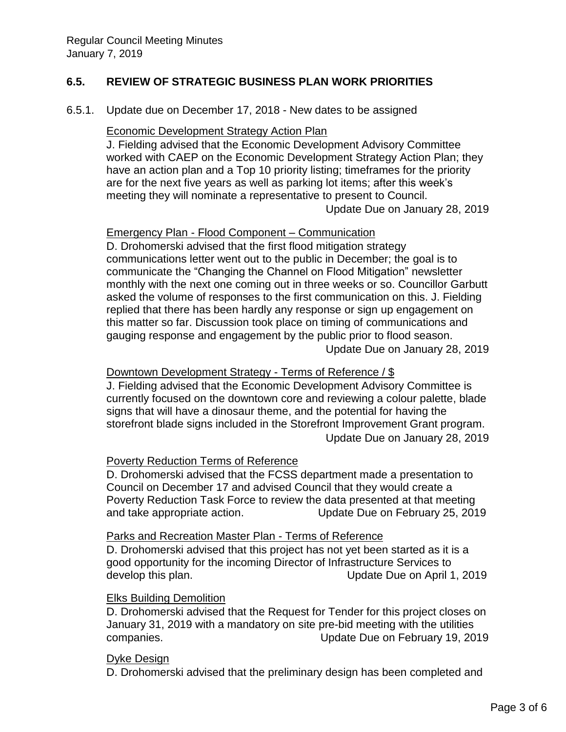## 6.5. REVIEW OF STRATEGIC BUSINESS PLAN WORK PRIORITIES

6.5.1. Update due on December 17, 2018 - New dates to be assigned

Economic Development Strategy Action Plan

J. Fielding advised that the Economic Development Advisory Committee worked with CAEP on the Economic Development Strategy Action Plan; they have an action plan and a Top 10 priority listing; timeframes for the priority are for the next five years as well as parking lot items; after this week's meeting they will nominate a representative to present to Council.

Update Due on January 28, 2019

Emergency Plan - Flood Component – Communication

D. Drohomerski advised that the first flood mitigation strategy communications letter went out to the public in December; the goal is to communicate the "Changing the Channel on Flood Mitigation" newsletter monthly with the next one coming out in three weeks or so. Councillor Garbutt asked the volume of responses to the first communication on this. J. Fielding replied that there has been hardly any response or sign up engagement on this matter so far. Discussion took place on timing of communications and gauging response and engagement by the public prior to flood season.

Update Due on January 28, 2019

Downtown Development Strategy - Terms of Reference / $

J. Fielding advised that the Economic Development Advisory Committee is currently focused on the downtown core and reviewing a colour palette, blade signs that will have a dinosaur theme, and the potential for having the storefront blade signs included in the Storefront Improvement Grant program.

Update Due on January 28, 2019

Poverty Reduction Terms of Reference

D. Drohomerski advised that the FCSS department made a presentation to Council on December 17 and advised Council that they would create a Poverty Reduction Task Force to review the data presented at that meeting and take appropriate action. Update Due on February 25, 2019

Parks and Recreation Master Plan - Terms of Reference

D. Drohomerski advised that this project has not yet been started as it is a good opportunity for the incoming Director of Infrastructure Services to develop this plan. Update Due on April 1, 2019

Elks Building Demolition

D. Drohomerski advised that the Request for Tender for this project closes on January 31, 2019 with a mandatory on site pre-bid meeting with the utilities companies. Update Due on February 19, 2019

Dyke Design

D. Drohomerski advised that the preliminary design has been completed and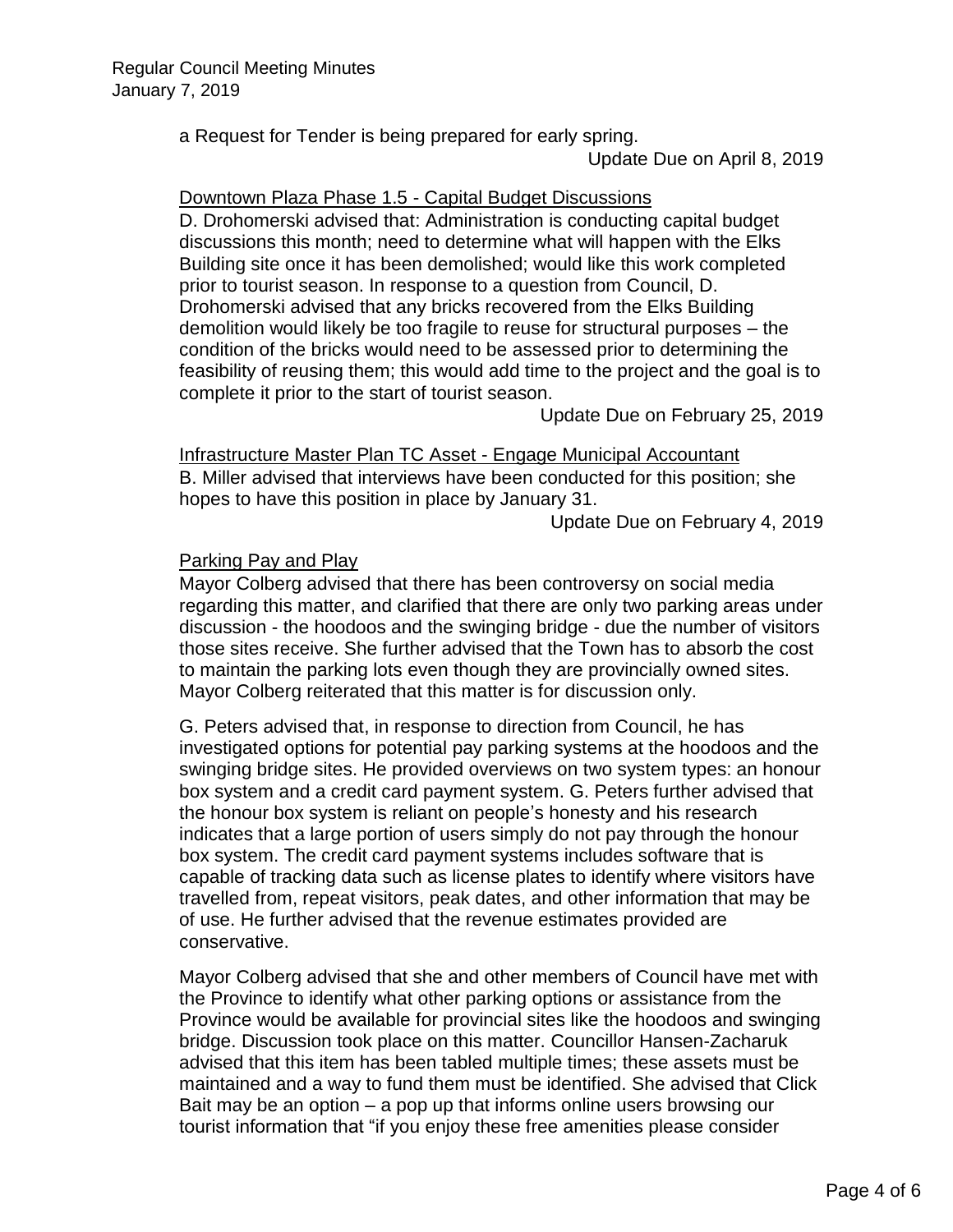a Request for Tender is being prepared for early spring.

Update Due on April 8, 2019

Downtown Plaza Phase 1.5 - Capital Budget Discussions

D. Drohomerski advised that: Administration is conducting capital budget discussions this month; need to determine what will happen with the Elks Building site once it has been demolished; would like this work completed prior to tourist season. In response to a question from Council, D. Drohomerski advised that any bricks recovered from the Elks Building demolition would likely be too fragile to reuse for structural purposes – the condition of the bricks would need to be assessed prior to determining the feasibility of reusing them; this would add time to the project and the goal is to complete it prior to the start of tourist season.

Update Due on February 25, 2019

Infrastructure Master Plan TC Asset - Engage Municipal Accountant

B. Miller advised that interviews have been conducted for this position; she hopes to have this position in place by January 31.

Update Due on February 4, 2019

Parking Pay and Play

Mayor Colberg advised that there has been controversy on social media regarding this matter, and clarified that there are only two parking areas under discussion - the hoodoos and the swinging bridge - due the number of visitors those sites receive. She further advised that the Town has to absorb the cost to maintain the parking lots even though they are provincially owned sites. Mayor Colberg reiterated that this matter is for discussion only.

G. Peters advised that, in response to direction from Council, he has investigated options for potential pay parking systems at the hoodoos and the swinging bridge sites. He provided overviews on two system types: an honour box system and a credit card payment system. G. Peters further advised that the honour box system is reliant on people's honesty and his research indicates that a large portion of users simply do not pay through the honour box system. The credit card payment systems includes software that is capable of tracking data such as license plates to identify where visitors have travelled from, repeat visitors, peak dates, and other information that may be of use. He further advised that the revenue estimates provided are conservative.

Mayor Colberg advised that she and other members of Council have met with the Province to identify what other parking options or assistance from the Province would be available for provincial sites like the hoodoos and swinging bridge. Discussion took place on this matter. Councillor Hansen-Zacharuk advised that this item has been tabled multiple times; these assets must be maintained and a way to fund them must be identified. She advised that Click Bait may be an option – a pop up that informs online users browsing our tourist information that "if you enjoy these free amenities please consider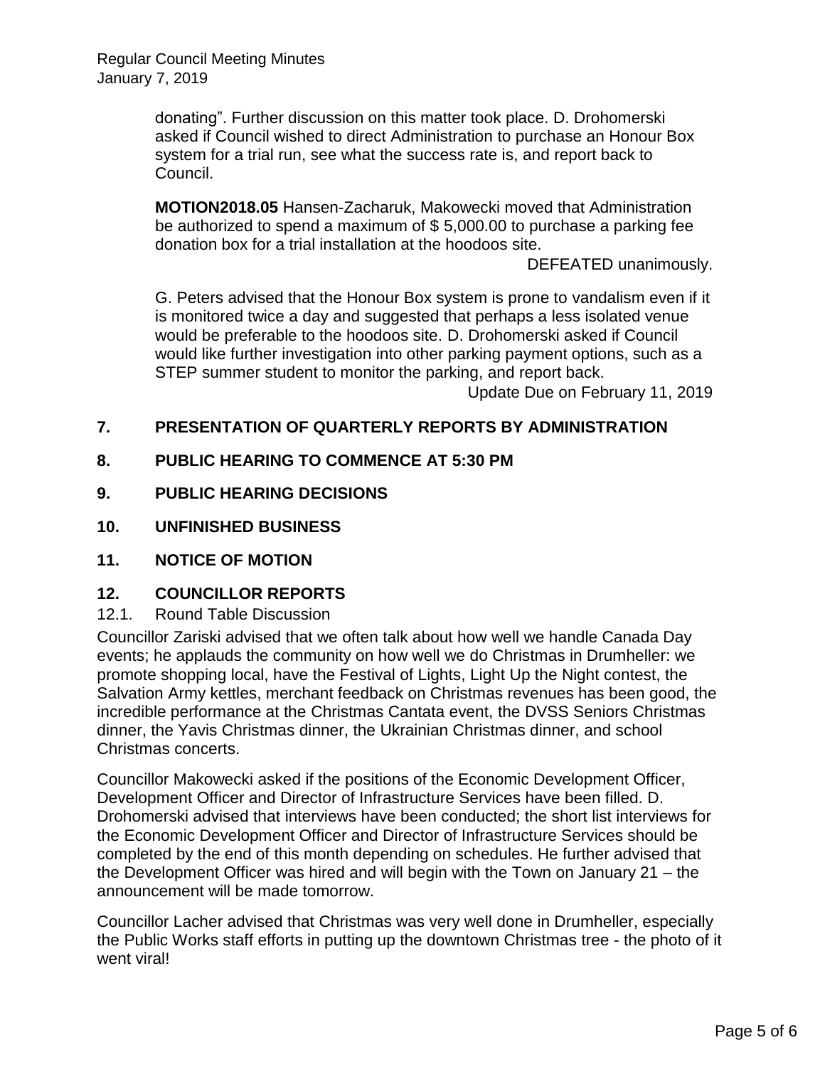donating". Further discussion on this matter took place. D. Drohomerski asked if Council wished to direct Administration to purchase an Honour Box system for a trial run, see what the success rate is, and report back to Council.

**MOTION2018.05** Hansen-Zacharuk, Makowecki moved that Administration be authorized to spend a maximum of $ 5,000.00 to purchase a parking fee donation box for a trial installation at the hoodoos site.

DEFEATED unanimously.

G. Peters advised that the Honour Box system is prone to vandalism even if it is monitored twice a day and suggested that perhaps a less isolated venue would be preferable to the hoodoos site. D. Drohomerski asked if Council would like further investigation into other parking payment options, such as a STEP summer student to monitor the parking, and report back.

Update Due on February 11, 2019

## 7. PRESENTATION OF QUARTERLY REPORTS BY ADMINISTRATION

## 8. PUBLIC HEARING TO COMMENCE AT 5:30 PM

## 9. PUBLIC HEARING DECISIONS

## 10. UNFINISHED BUSINESS

## 11. NOTICE OF MOTION

## 12. COUNCILLOR REPORTS

12.1. Round Table Discussion

Councillor Zariski advised that we often talk about how well we handle Canada Day events; he applauds the community on how well we do Christmas in Drumheller: we promote shopping local, have the Festival of Lights, Light Up the Night contest, the Salvation Army kettles, merchant feedback on Christmas revenues has been good, the incredible performance at the Christmas Cantata event, the DVSS Seniors Christmas dinner, the Yavis Christmas dinner, the Ukrainian Christmas dinner, and school Christmas concerts.

Councillor Makowecki asked if the positions of the Economic Development Officer, Development Officer and Director of Infrastructure Services have been filled. D. Drohomerski advised that interviews have been conducted; the short list interviews for the Economic Development Officer and Director of Infrastructure Services should be completed by the end of this month depending on schedules. He further advised that the Development Officer was hired and will begin with the Town on January 21 – the announcement will be made tomorrow.

Councillor Lacher advised that Christmas was very well done in Drumheller, especially the Public Works staff efforts in putting up the downtown Christmas tree - the photo of it went viral!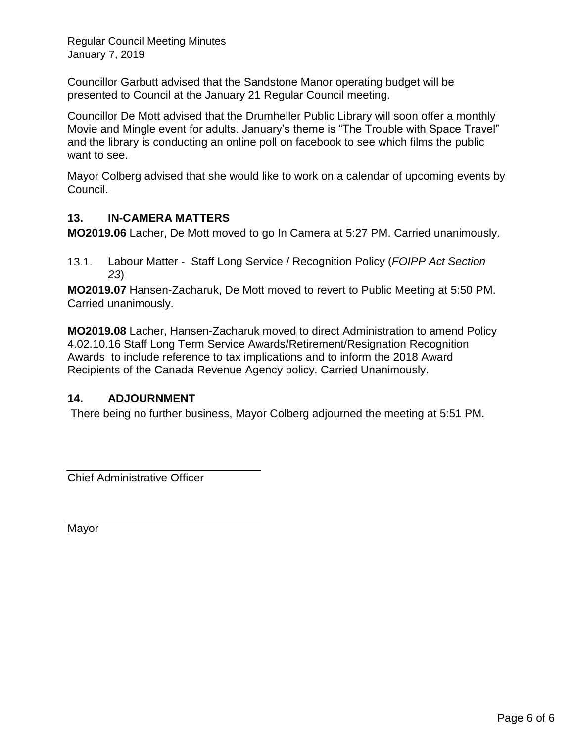Councillor Garbutt advised that the Sandstone Manor operating budget will be presented to Council at the January 21 Regular Council meeting.

Councillor De Mott advised that the Drumheller Public Library will soon offer a monthly Movie and Mingle event for adults. January's theme is "The Trouble with Space Travel" and the library is conducting an online poll on facebook to see which films the public want to see.

Mayor Colberg advised that she would like to work on a calendar of upcoming events by Council.

## 13. IN-CAMERA MATTERS

**MO2019.06** Lacher, De Mott moved to go In Camera at 5:27 PM. Carried unanimously.

13.1. Labour Matter - Staff Long Service / Recognition Policy (*FOIPP Act Section 23*)

**MO2019.07** Hansen-Zacharuk, De Mott moved to revert to Public Meeting at 5:50 PM. Carried unanimously.

**MO2019.08** Lacher, Hansen-Zacharuk moved to direct Administration to amend Policy 4.02.10.16 Staff Long Term Service Awards/Retirement/Resignation Recognition Awards to include reference to tax implications and to inform the 2018 Award Recipients of the Canada Revenue Agency policy. Carried Unanimously.

## 14. ADJOURNMENT

There being no further business, Mayor Colberg adjourned the meeting at 5:51 PM.

\_\_\_\_\_\_\_\_\_\_\_\_\_\_\_\_\_\_\_\_\_\_\_\_\_\_\_\_\_\_\_\_

Chief Administrative Officer

\_\_\_\_\_\_\_\_\_\_\_\_\_\_\_\_\_\_\_\_\_\_\_\_\_\_\_\_\_\_\_\_

Mayor